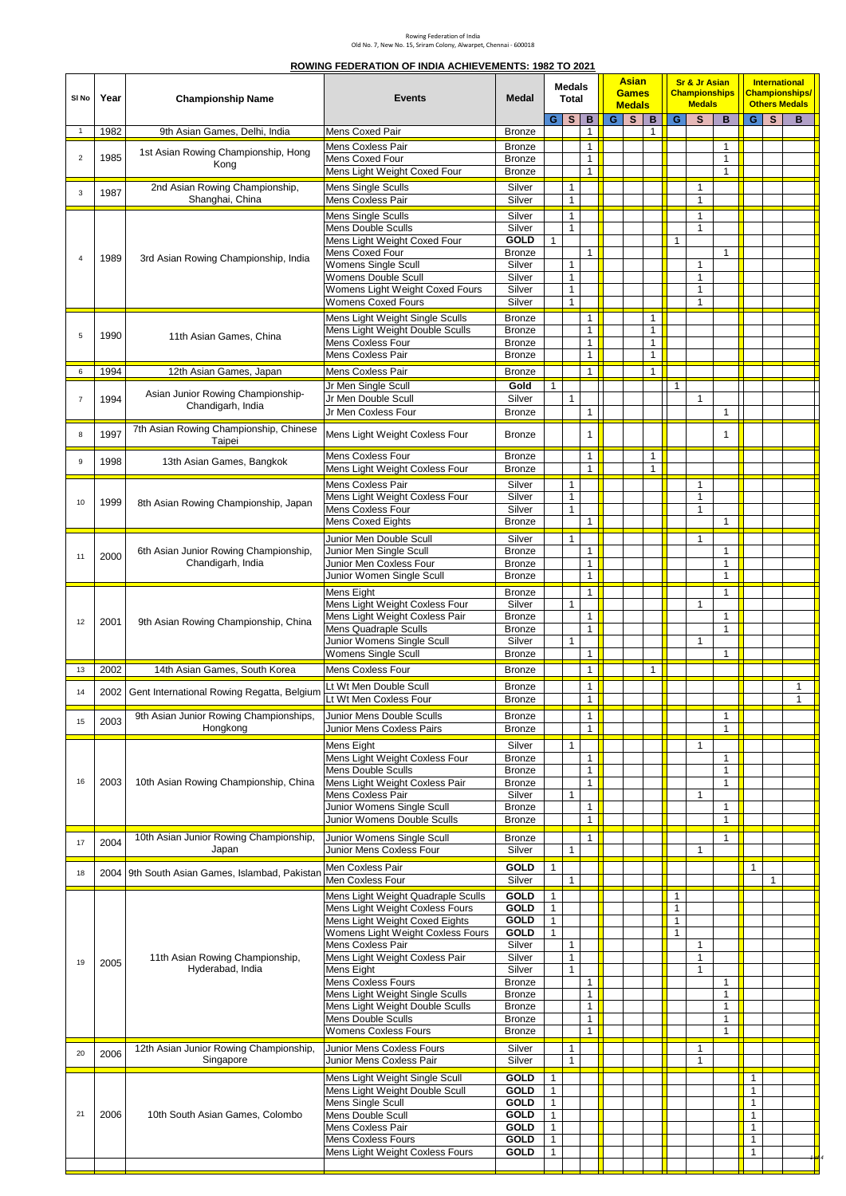Rowing Federation of India
Old No. 7, New No. 15, Sriram Colony, Alwarpet, Chennai - 600018

## ROWING FEDERATION OF INDIA ACHIEVEMENTS: 1982 TO 2021

| Sl No | Year | Championship Name | Events | Medal | Medals Total | | | Asian Games Medals | | | Sr & Jr Asian Championships Medals | | | International Championships/ Others Medals | | |
|---|---|---|---|---|---|---|---|---|---|---|---|---|---|---|---|---|
| | | | | | G | S | B | G | S | B | G | S | B | G | S | B |
| 1 | 1982 | 9th Asian Games, Delhi, India | Mens Coxed Pair | Bronze | | | 1 | | | 1 | | | | | | |
| 2 | 1985 | 1st Asian Rowing Championship, Hong Kong | Mens Coxless Pair | Bronze | | | 1 | | | | | | 1 | | | |
| | | | Mens Coxed Four | Bronze | | | 1 | | | | | | 1 | | | |
| | | | Mens Light Weight Coxed Four | Bronze | | | 1 | | | | | | 1 | | | |
| 3 | 1987 | 2nd Asian Rowing Championship, Shanghai, China | Mens Single Sculls | Silver | | 1 | | | | | | 1 | | | | |
| | | | Mens Coxless Pair | Silver | | 1 | | | | | | 1 | | | | |
| 4 | 1989 | 3rd Asian Rowing Championship, India | Mens Single Sculls | Silver | | 1 | | | | | | 1 | | | | |
| | | | Mens Double Sculls | Silver | | 1 | | | | | | 1 | | | | |
| | | | Mens Light Weight Coxed Four | GOLD | 1 | | | | | | 1 | | | | | |
| | | | Mens Coxed Four | Bronze | | | 1 | | | | | | 1 | | | |
| | | | Womens Single Scull | Silver | | 1 | | | | | | 1 | | | | |
| | | | Womens Double Scull | Silver | | 1 | | | | | | 1 | | | | |
| | | | Womens Light Weight Coxed Fours | Silver | | 1 | | | | | | 1 | | | | |
| | | | Womens Coxed Fours | Silver | | 1 | | | | | | 1 | | | | |
| 5 | 1990 | 11th Asian Games, China | Mens Light Weight Single Sculls | Bronze | | | 1 | | | 1 | | | | | | |
| | | | Mens Light Weight Double Sculls | Bronze | | | 1 | | | 1 | | | | | | |
| | | | Mens Coxless Four | Bronze | | | 1 | | | 1 | | | | | | |
| | | | Mens Coxless Pair | Bronze | | | 1 | | | 1 | | | | | | |
| 6 | 1994 | 12th Asian Games, Japan | Mens Coxless Pair | Bronze | | | 1 | | | 1 | | | | | | |
| 7 | 1994 | Asian Junior Rowing Championship- Chandigarh, India | Jr Men Single Scull | Gold | 1 | | | | | | 1 | | | | | |
| | | | Jr Men Double Scull | Silver | | 1 | | | | | | 1 | | | | |
| | | | Jr Men Coxless Four | Bronze | | | 1 | | | | | | 1 | | | |
| 8 | 1997 | 7th Asian Rowing Championship, Chinese Taipei | Mens Light Weight Coxless Four | Bronze | | | 1 | | | | | | 1 | | | |
| 9 | 1998 | 13th Asian Games, Bangkok | Mens Coxless Four | Bronze | | | 1 | | | 1 | | | | | | |
| | | | Mens Light Weight Coxless Four | Bronze | | | 1 | | | 1 | | | | | | |
| 10 | 1999 | 8th Asian Rowing Championship, Japan | Mens Coxless Pair | Silver | | 1 | | | | | | 1 | | | | |
| | | | Mens Light Weight Coxless Four | Silver | | 1 | | | | | | 1 | | | | |
| | | | Mens Coxless Four | Silver | | 1 | | | | | | 1 | | | | |
| | | | Mens Coxed Eights | Bronze | | | 1 | | | | | | 1 | | | |
| 11 | 2000 | 6th Asian Junior Rowing Championship, Chandigarh, India | Junior Men Double Scull | Silver | | 1 | | | | | | 1 | | | | |
| | | | Junior Men Single Scull | Bronze | | | 1 | | | | | | 1 | | | |
| | | | Junior Men Coxless Four | Bronze | | | 1 | | | | | | 1 | | | |
| | | | Junior Women Single Scull | Bronze | | | 1 | | | | | | 1 | | | |
| 12 | 2001 | 9th Asian Rowing Championship, China | Mens Eight | Bronze | | | 1 | | | | | | 1 | | | |
| | | | Mens Light Weight Coxless Four | Silver | | 1 | | | | | | 1 | | | | |
| | | | Mens Light Weight Coxless Pair | Bronze | | | 1 | | | | | | 1 | | | |
| | | | Mens Quadraple Sculls | Bronze | | | 1 | | | | | | 1 | | | |
| | | | Junior Womens Single Scull | Silver | | 1 | | | | | | 1 | | | | |
| | | | Womens Single Scull | Bronze | | | 1 | | | | | | 1 | | | |
| 13 | 2002 | 14th Asian Games, South Korea | Mens Coxless Four | Bronze | | | 1 | | | 1 | | | | | | |
| 14 | 2002 | Gent International Rowing Regatta, Belgium | Lt Wt Men Double Scull | Bronze | | | 1 | | | | | | | | | 1 |
| | | | Lt Wt Men Coxless Four | Bronze | | | 1 | | | | | | | | | 1 |
| 15 | 2003 | 9th Asian Junior Rowing Championships, Hongkong | Junior Mens Double Sculls | Bronze | | | 1 | | | | | | 1 | | | |
| | | | Junior Mens Coxless Pairs | Bronze | | | 1 | | | | | | 1 | | | |
| 16 | 2003 | 10th Asian Rowing Championship, China | Mens Eight | Silver | | 1 | | | | | | 1 | | | | |
| | | | Mens Light Weight Coxless Four | Bronze | | | 1 | | | | | | 1 | | | |
| | | | Mens Double Sculls | Bronze | | | 1 | | | | | | 1 | | | |
| | | | Mens Light Weight Coxless Pair | Bronze | | | 1 | | | | | | 1 | | | |
| | | | Mens Coxless Pair | Silver | | 1 | | | | | | 1 | | | | |
| | | | Junior Womens Single Scull | Bronze | | | 1 | | | | | | 1 | | | |
| | | | Junior Womens Double Sculls | Bronze | | | 1 | | | | | | 1 | | | |
| 17 | 2004 | 10th Asian Junior Rowing Championship, Japan | Junior Womens Single Scull | Bronze | | | 1 | | | | | | 1 | | | |
| | | | Junior Mens Coxless Four | Silver | | 1 | | | | | | 1 | | | | |
| 18 | 2004 | 9th South Asian Games, Islambad, Pakistan | Men Coxless Pair | GOLD | 1 | | | | | | | | | 1 | | |
| | | | Men Coxless Four | Silver | | 1 | | | | | | | | | 1 | |
| 19 | 2005 | 11th Asian Rowing Championship, Hyderabad, India | Mens Light Weight Quadraple Sculls | GOLD | 1 | | | | | | 1 | | | | | |
| | | | Mens Light Weight Coxless Fours | GOLD | 1 | | | | | | 1 | | | | | |
| | | | Mens Light Weight Coxed Eights | GOLD | 1 | | | | | | 1 | | | | | |
| | | | Womens Light Weight Coxless Fours | GOLD | 1 | | | | | | 1 | | | | | |
| | | | Mens Coxless Pair | Silver | | 1 | | | | | | 1 | | | | |
| | | | Mens Light Weight Coxless Pair | Silver | | 1 | | | | | | 1 | | | | |
| | | | Mens Eight | Silver | | 1 | | | | | | 1 | | | | |
| | | | Mens Coxless Fours | Bronze | | | 1 | | | | | | 1 | | | |
| | | | Mens Light Weight Single Sculls | Bronze | | | 1 | | | | | | 1 | | | |
| | | | Mens Light Weight Double Sculls | Bronze | | | 1 | | | | | | 1 | | | |
| | | | Mens Double Sculls | Bronze | | | 1 | | | | | | 1 | | | |
| | | | Womens Coxless Fours | Bronze | | | 1 | | | | | | 1 | | | |
| 20 | 2006 | 12th Asian Junior Rowing Championship, Singapore | Junior Mens Coxless Fours | Silver | | 1 | | | | | | 1 | | | | |
| | | | Junior Mens Coxless Pair | Silver | | 1 | | | | | | 1 | | | | |
| 21 | 2006 | 10th South Asian Games, Colombo | Mens Light Weight Single Scull | GOLD | 1 | | | | | | | | | 1 | | |
| | | | Mens Light Weight Double Scull | GOLD | 1 | | | | | | | | | 1 | | |
| | | | Mens Single Scull | GOLD | 1 | | | | | | | | | 1 | | |
| | | | Mens Double Scull | GOLD | 1 | | | | | | | | | 1 | | |
| | | | Mens Coxless Pair | GOLD | 1 | | | | | | | | | 1 | | |
| | | | Mens Coxless Fours | GOLD | 1 | | | | | | | | | 1 | | |
| | | | Mens Light Weight Coxless Fours | GOLD | 1 | | | | | | | | | 1 | | |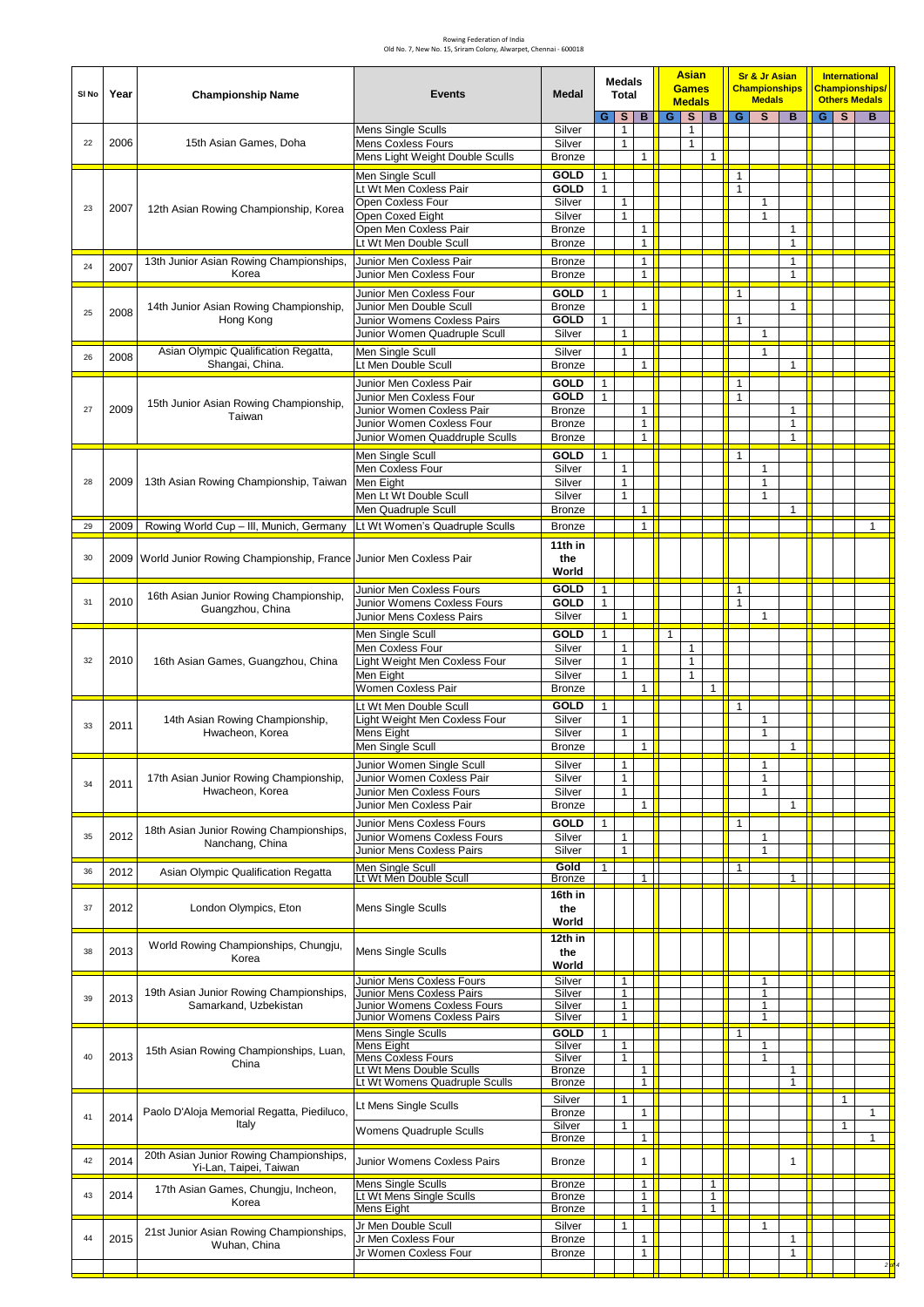Rowing Federation of India
Old No. 7, New No. 15, Sriram Colony, Alwarpet, Chennai - 600018

| Sl No | Year | Championship Name | Events | Medal | Medals Total | | | Asian Games Medals | | | Sr & Jr Asian Championships Medals | | | International Championships/ Others Medals | | |
|---|---|---|---|---|---|---|---|---|---|---|---|---|---|---|---|---|
| | | | | | G | S | B | G | S | B | G | S | B | G | S | B |
| 22 | 2006 | 15th Asian Games, Doha | Mens Single Sculls | Silver | | 1 | | | 1 | | | | | | | |
| | | | Mens Coxless Fours | Silver | | 1 | | | 1 | | | | | | | |
| | | | Mens Light Weight Double Sculls | Bronze | | | 1 | | | 1 | | | | | | |
| 23 | 2007 | 12th Asian Rowing Championship, Korea | Men Single Scull | GOLD | 1 | | | | | | 1 | | | | | |
| | | | Lt Wt Men Coxless Pair | GOLD | 1 | | | | | | 1 | | | | | |
| | | | Open Coxless Four | Silver | | 1 | | | | | | 1 | | | | |
| | | | Open Coxed Eight | Silver | | 1 | | | | | | 1 | | | | |
| | | | Open Men Coxless Pair | Bronze | | | 1 | | | | | | 1 | | | |
| | | | Lt Wt Men Double Scull | Bronze | | | 1 | | | | | | 1 | | | |
| 24 | 2007 | 13th Junior Asian Rowing Championships, Korea | Junior Men Coxless Pair | Bronze | | | 1 | | | | | | 1 | | | |
| | | | Junior Men Coxless Four | Bronze | | | 1 | | | | | | 1 | | | |
| 25 | 2008 | 14th Junior Asian Rowing Championship, Hong Kong | Junior Men Coxless Four | GOLD | 1 | | | | | | 1 | | | | | |
| | | | Junior Men Double Scull | Bronze | | | 1 | | | | | | 1 | | | |
| | | | Junior Womens Coxless Pairs | GOLD | 1 | | | | | | 1 | | | | | |
| | | | Junior Women Quadruple Scull | Silver | | 1 | | | | | | 1 | | | | |
| 26 | 2008 | Asian Olympic Qualification Regatta, Shangai, China. | Men Single Scull | Silver | | 1 | | | | | | 1 | | | | |
| | | | Lt Men Double Scull | Bronze | | | 1 | | | | | | 1 | | | |
| 27 | 2009 | 15th Junior Asian Rowing Championship, Taiwan | Junior Men Coxless Pair | GOLD | 1 | | | | | | 1 | | | | | |
| | | | Junior Men Coxless Four | GOLD | 1 | | | | | | 1 | | | | | |
| | | | Junior Women Coxless Pair | Bronze | | | 1 | | | | | | 1 | | | |
| | | | Junior Women Coxless Four | Bronze | | | 1 | | | | | | 1 | | | |
| | | | Junior Women Quaddruple Sculls | Bronze | | | 1 | | | | | | 1 | | | |
| 28 | 2009 | 13th Asian Rowing Championship, Taiwan | Men Single Scull | GOLD | 1 | | | | | | 1 | | | | | |
| | | | Men Coxless Four | Silver | | 1 | | | | | | 1 | | | | |
| | | | Men Eight | Silver | | 1 | | | | | | 1 | | | | |
| | | | Men Lt Wt Double Scull | Silver | | 1 | | | | | | 1 | | | | |
| | | | Men Quadruple Scull | Bronze | | | 1 | | | | | | 1 | | | |
| 29 | 2009 | Rowing World Cup – III, Munich, Germany | Lt Wt Women's Quadruple Sculls | Bronze | | | 1 | | | | | | | | | 1 |
| 30 | 2009 | World Junior Rowing Championship, France | Junior Men Coxless Pair | 11th in the World | | | | | | | | | | | | |
| 31 | 2010 | 16th Asian Junior Rowing Championship, Guangzhou, China | Junior Men Coxless Fours | GOLD | 1 | | | | | | 1 | | | | | |
| | | | Junior Womens Coxless Fours | GOLD | 1 | | | | | | 1 | | | | | |
| | | | Junior Mens Coxless Pairs | Silver | | 1 | | | | | | 1 | | | | |
| 32 | 2010 | 16th Asian Games, Guangzhou, China | Men Single Scull | GOLD | 1 | | | 1 | | | | | | | | |
| | | | Men Coxless Four | Silver | | 1 | | | 1 | | | | | | | |
| | | | Light Weight Men Coxless Four | Silver | | 1 | | | 1 | | | | | | | |
| | | | Men Eight | Silver | | 1 | | | 1 | | | | | | | |
| | | | Women Coxless Pair | Bronze | | | 1 | | | 1 | | | | | | |
| 33 | 2011 | 14th Asian Rowing Championship, Hwacheon, Korea | Lt Wt Men Double Scull | GOLD | 1 | | | | | | 1 | | | | | |
| | | | Light Weight Men Coxless Four | Silver | | 1 | | | | | | 1 | | | | |
| | | | Mens Eight | Silver | | 1 | | | | | | 1 | | | | |
| | | | Men Single Scull | Bronze | | | 1 | | | | | | 1 | | | |
| 34 | 2011 | 17th Asian Junior Rowing Championship, Hwacheon, Korea | Junior Women Single Scull | Silver | | 1 | | | | | | 1 | | | | |
| | | | Junior Women Coxless Pair | Silver | | 1 | | | | | | 1 | | | | |
| | | | Junior Men Coxless Fours | Silver | | 1 | | | | | | 1 | | | | |
| | | | Junior Men Coxless Pair | Bronze | | | 1 | | | | | | 1 | | | |
| 35 | 2012 | 18th Asian Junior Rowing Championships, Nanchang, China | Junior Mens Coxless Fours | GOLD | 1 | | | | | | 1 | | | | | |
| | | | Junior Womens Coxless Fours | Silver | | 1 | | | | | | 1 | | | | |
| | | | Junior Mens Coxless Pairs | Silver | | 1 | | | | | | 1 | | | | |
| 36 | 2012 | Asian Olympic Qualification Regatta | Men Single Scull | Gold | 1 | | | | | | 1 | | | | | |
| | | | Lt Wt Men Double Scull | Bronze | | | 1 | | | | | | 1 | | | |
| 37 | 2012 | London Olympics, Eton | Mens Single Sculls | 16th in the World | | | | | | | | | | | | |
| 38 | 2013 | World Rowing Championships, Chungju, Korea | Mens Single Sculls | 12th in the World | | | | | | | | | | | | |
| 39 | 2013 | 19th Asian Junior Rowing Championships, Samarkand, Uzbekistan | Junior Mens Coxless Fours | Silver | | 1 | | | | | | 1 | | | | |
| | | | Junior Mens Coxless Pairs | Silver | | 1 | | | | | | 1 | | | | |
| | | | Junior Womens Coxless Fours | Silver | | 1 | | | | | | 1 | | | | |
| | | | Junior Womens Coxless Pairs | Silver | | 1 | | | | | | 1 | | | | |
| 40 | 2013 | 15th Asian Rowing Championships, Luan, China | Mens Single Sculls | GOLD | 1 | | | | | | 1 | | | | | |
| | | | Mens Eight | Silver | | 1 | | | | | | 1 | | | | |
| | | | Mens Coxless Fours | Silver | | 1 | | | | | | 1 | | | | |
| | | | Lt Wt Mens Double Sculls | Bronze | | | 1 | | | | | | 1 | | | |
| | | | Lt Wt Womens Quadruple Sculls | Bronze | | | 1 | | | | | | 1 | | | |
| 41 | 2014 | Paolo D'Aloja Memorial Regatta, Piediluco, Italy | Lt Mens Single Sculls | Silver | | 1 | | | | | | | | | 1 | |
| | | | | Bronze | | | 1 | | | | | | | | | 1 |
| | | | Womens Quadruple Sculls | Silver | | 1 | | | | | | | | | 1 | |
| | | | | Bronze | | | 1 | | | | | | | | | 1 |
| 42 | 2014 | 20th Asian Junior Rowing Championships, Yi-Lan, Taipei, Taiwan | Junior Womens Coxless Pairs | Bronze | | | 1 | | | | | | 1 | | | |
| 43 | 2014 | 17th Asian Games, Chungju, Incheon, Korea | Mens Single Sculls | Bronze | | | 1 | | | 1 | | | | | | |
| | | | Lt Wt Mens Single Sculls | Bronze | | | 1 | | | 1 | | | | | | |
| | | | Mens Eight | Bronze | | | 1 | | | 1 | | | | | | |
| 44 | 2015 | 21st Junior Asian Rowing Championships, Wuhan, China | Jr Men Double Scull | Silver | | 1 | | | | | | 1 | | | | |
| | | | Jr Men Coxless Four | Bronze | | | 1 | | | | | | 1 | | | |
| | | | Jr Women Coxless Four | Bronze | | | 1 | | | | | | 1 | | | |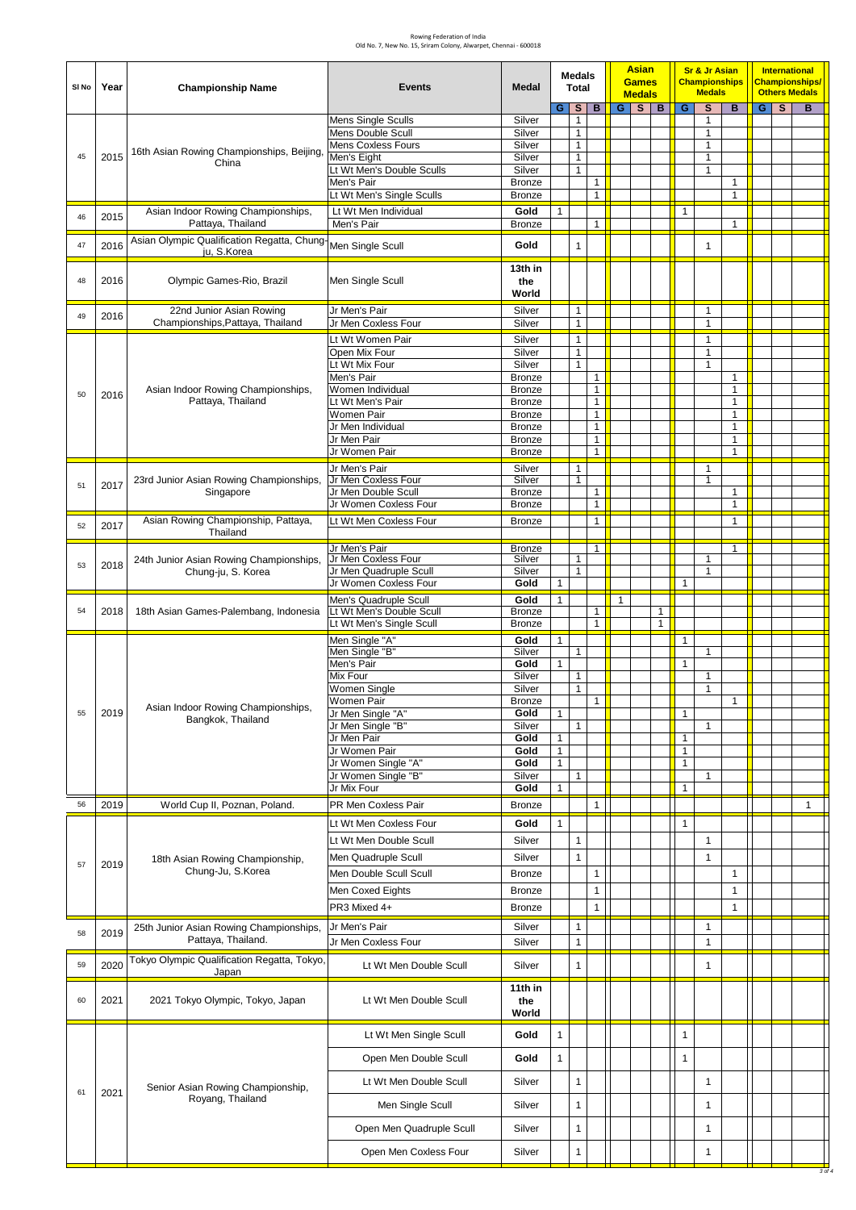Rowing Federation of India
Old No. 7, New No. 15, Sriram Colony, Alwarpet, Chennai - 600018

| Sl No | Year | Championship Name | Events | Medal | Medals Total | | | Asian Games Medals | | | Sr & Jr Asian Championships Medals | | | International Championships/ Others Medals | | |
|---|---|---|---|---|---|---|---|---|---|---|---|---|---|---|---|---|
| | | | | | G | S | B | G | S | B | G | S | B | G | S | B |
| 45 | 2015 | 16th Asian Rowing Championships, Beijing, China | Mens Single Sculls | Silver | | 1 | | | | | | 1 | | | | |
| | | | Mens Double Scull | Silver | | 1 | | | | | | 1 | | | | |
| | | | Mens Coxless Fours | Silver | | 1 | | | | | | 1 | | | | |
| | | | Men's Eight | Silver | | 1 | | | | | | 1 | | | | |
| | | | Lt Wt Men's Double Sculls | Silver | | 1 | | | | | | 1 | | | | |
| | | | Men's Pair | Bronze | | | 1 | | | | | | 1 | | | |
| | | | Lt Wt Men's Single Sculls | Bronze | | | 1 | | | | | | 1 | | | |
| 46 | 2015 | Asian Indoor Rowing Championships, Pattaya, Thailand | Lt Wt Men Individual | Gold | 1 | | | | | | 1 | | | | | |
| | | | Men's Pair | Bronze | | | 1 | | | | | | 1 | | | |
| 47 | 2016 | Asian Olympic Qualification Regatta, Chung-ju, S.Korea | Men Single Scull | Gold | | 1 | | | | | | 1 | | | | |
| 48 | 2016 | Olympic Games-Rio, Brazil | Men Single Scull | 13th in the World | | | | | | | | | | | | |
| 49 | 2016 | 22nd Junior Asian Rowing Championships,Pattaya, Thailand | Jr Men's Pair | Silver | | 1 | | | | | | 1 | | | | |
| | | | Jr Men Coxless Four | Silver | | 1 | | | | | | 1 | | | | |
| 50 | 2016 | Asian Indoor Rowing Championships, Pattaya, Thailand | Lt Wt Women Pair | Silver | | 1 | | | | | | 1 | | | | |
| | | | Open Mix Four | Silver | | 1 | | | | | | 1 | | | | |
| | | | Lt Wt Mix Four | Silver | | 1 | | | | | | 1 | | | | |
| | | | Men's Pair | Bronze | | | 1 | | | | | | 1 | | | |
| | | | Women Individual | Bronze | | | 1 | | | | | | 1 | | | |
| | | | Lt Wt Men's Pair | Bronze | | | 1 | | | | | | 1 | | | |
| | | | Women Pair | Bronze | | | 1 | | | | | | 1 | | | |
| | | | Jr Men Individual | Bronze | | | 1 | | | | | | 1 | | | |
| | | | Jr Men Pair | Bronze | | | 1 | | | | | | 1 | | | |
| | | | Jr Women Pair | Bronze | | | 1 | | | | | | 1 | | | |
| 51 | 2017 | 23rd Junior Asian Rowing Championships, Singapore | Jr Men's Pair | Silver | | 1 | | | | | | 1 | | | | |
| | | | Jr Men Coxless Four | Silver | | 1 | | | | | | 1 | | | | |
| | | | Jr Men Double Scull | Bronze | | | 1 | | | | | | 1 | | | |
| | | | Jr Women Coxless Four | Bronze | | | 1 | | | | | | 1 | | | |
| 52 | 2017 | Asian Rowing Championship, Pattaya, Thailand | Lt Wt Men Coxless Four | Bronze | | | 1 | | | | | | 1 | | | |
| 53 | 2018 | 24th Junior Asian Rowing Championships, Chung-ju, S. Korea | Jr Men's Pair | Bronze | | | 1 | | | | | | 1 | | | |
| | | | Jr Men Coxless Four | Silver | | 1 | | | | | | 1 | | | | |
| | | | Jr Men Quadruple Scull | Silver | | 1 | | | | | | 1 | | | | |
| | | | Jr Women Coxless Four | Gold | 1 | | | | | | 1 | | | | | |
| 54 | 2018 | 18th Asian Games-Palembang, Indonesia | Men's Quadruple Scull | Gold | 1 | | | 1 | | | | | | | | |
| | | | Lt Wt Men's Double Scull | Bronze | | | 1 | | | 1 | | | | | | |
| | | | Lt Wt Men's Single Scull | Bronze | | | 1 | | | 1 | | | | | | |
| 55 | 2019 | Asian Indoor Rowing Championships, Bangkok, Thailand | Men Single "A" | Gold | 1 | | | | | | 1 | | | | | |
| | | | Men Single "B" | Silver | | 1 | | | | | | 1 | | | | |
| | | | Men's Pair | Gold | 1 | | | | | | 1 | | | | | |
| | | | Mix Four | Silver | | 1 | | | | | | 1 | | | | |
| | | | Women Single | Silver | | 1 | | | | | | 1 | | | | |
| | | | Women Pair | Bronze | | | 1 | | | | | | 1 | | | |
| | | | Jr Men Single "A" | Gold | 1 | | | | | | 1 | | | | | |
| | | | Jr Men Single "B" | Silver | | 1 | | | | | | 1 | | | | |
| | | | Jr Men Pair | Gold | 1 | | | | | | 1 | | | | | |
| | | | Jr Women Pair | Gold | 1 | | | | | | 1 | | | | | |
| | | | Jr Women Single "A" | Gold | 1 | | | | | | 1 | | | | | |
| | | | Jr Women Single "B" | Silver | | 1 | | | | | | 1 | | | | |
| | | | Jr Mix Four | Gold | 1 | | | | | | 1 | | | | | |
| 56 | 2019 | World Cup II, Poznan, Poland. | PR Men Coxless Pair | Bronze | | | 1 | | | | | | | | | 1 |
| 57 | 2019 | 18th Asian Rowing Championship, Chung-Ju, S.Korea | Lt Wt Men Coxless Four | Gold | 1 | | | | | | 1 | | | | | |
| | | | Lt Wt Men Double Scull | Silver | | 1 | | | | | | 1 | | | | |
| | | | Men Quadruple Scull | Silver | | 1 | | | | | | 1 | | | | |
| | | | Men Double Scull Scull | Bronze | | | 1 | | | | | | 1 | | | |
| | | | Men Coxed Eights | Bronze | | | 1 | | | | | | 1 | | | |
| | | | PR3 Mixed 4+ | Bronze | | | 1 | | | | | | 1 | | | |
| 58 | 2019 | 25th Junior Asian Rowing Championships, Pattaya, Thailand. | Jr Men's Pair | Silver | | 1 | | | | | | 1 | | | | |
| | | | Jr Men Coxless Four | Silver | | 1 | | | | | | 1 | | | | |
| 59 | 2020 | Tokyo Olympic Qualification Regatta, Tokyo, Japan | Lt Wt Men Double Scull | Silver | | 1 | | | | | | 1 | | | | |
| 60 | 2021 | 2021 Tokyo Olympic, Tokyo, Japan | Lt Wt Men Double Scull | 11th in the World | | | | | | | | | | | | |
| 61 | 2021 | Senior Asian Rowing Championship, Royang, Thailand | Lt Wt Men Single Scull | Gold | 1 | | | | | | 1 | | | | | |
| | | | Open Men Double Scull | Gold | 1 | | | | | | 1 | | | | | |
| | | | Lt Wt Men Double Scull | Silver | | 1 | | | | | | 1 | | | | |
| | | | Men Single Scull | Silver | | 1 | | | | | | 1 | | | | |
| | | | Open Men Quadruple Scull | Silver | | 1 | | | | | | 1 | | | | |
| | | | Open Men Coxless Four | Silver | | 1 | | | | | | 1 | | | | |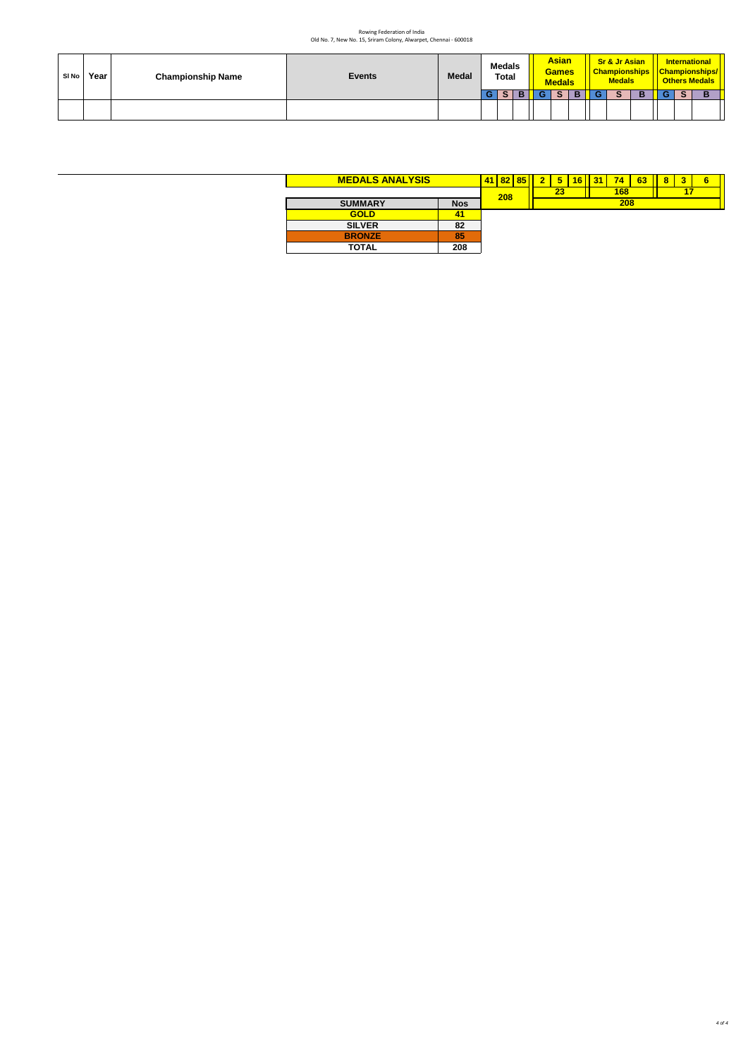Rowing Federation of India
Old No. 7, New No. 15, Sriram Colony, Alwarpet, Chennai - 600018

| Sl No | Year | Championship Name | Events | Medal | Medals Total | | | Asian Games Medals | | | Sr & Jr Asian Championships Medals | | | International Championships/ Others Medals | | |
|---|---|---|---|---|---|---|---|---|---|---|---|---|---|---|---|---|
| | | | | | G | S | B | G | S | B | G | S | B | G | S | B |
| | | | | | | | | | | | | | | | | |

| MEDALS ANALYSIS | | 41 | 82 | 85 | 2 | 5 | 16 | 31 | 74 | 63 | 8 | 3 | 6 |
|---|---|---|---|---|---|---|---|---|---|---|---|---|---|
| | | 208 | | | 23 | | | 168 | | | 17 | | |
| SUMMARY | Nos | | | | 208 | | | | | | | | |
| GOLD | 41 | | | | | | | | | | | | |
| SILVER | 82 | | | | | | | | | | | | |
| BRONZE | 85 | | | | | | | | | | | | |
| TOTAL | 208 | | | | | | | | | | | | |